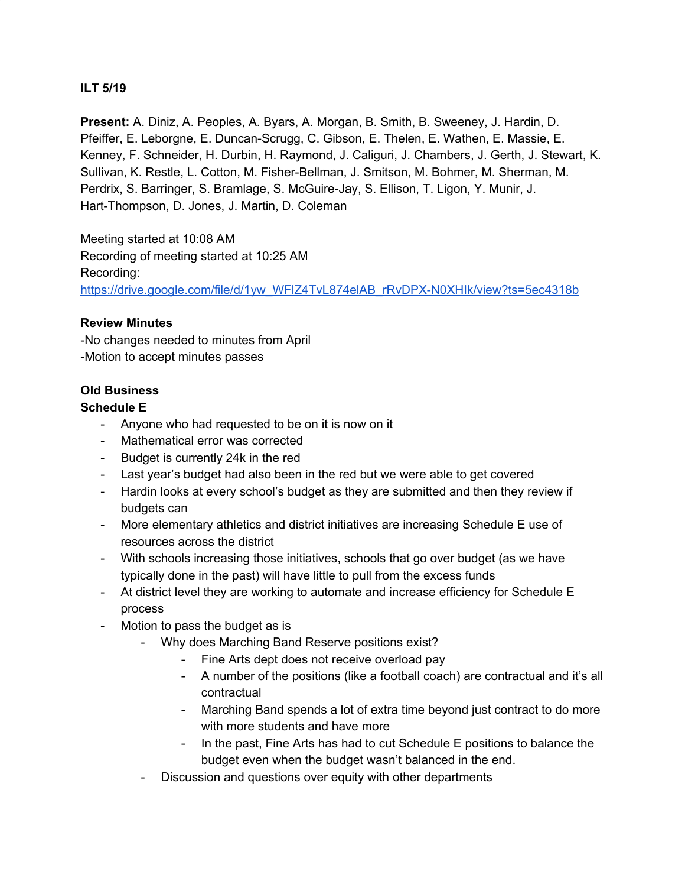**ILT 5/19**

**Present:** A. Diniz, A. Peoples, A. Byars, A. Morgan, B. Smith, B. Sweeney, J. Hardin, D. Pfeiffer, E. Leborgne, E. Duncan-Scrugg, C. Gibson, E. Thelen, E. Wathen, E. Massie, E. Kenney, F. Schneider, H. Durbin, H. Raymond, J. Caliguri, J. Chambers, J. Gerth, J. Stewart, K. Sullivan, K. Restle, L. Cotton, M. Fisher-Bellman, J. Smitson, M. Bohmer, M. Sherman, M. Perdrix, S. Barringer, S. Bramlage, S. McGuire-Jay, S. Ellison, T. Ligon, Y. Munir, J. Hart-Thompson, D. Jones, J. Martin, D. Coleman

Meeting started at 10:08 AM
Recording of meeting started at 10:25 AM
Recording:
https://drive.google.com/file/d/1yw_WFIZ4TvL874elAB_rRvDPX-N0XHIk/view?ts=5ec4318b

**Review Minutes**
-No changes needed to minutes from April
-Motion to accept minutes passes

**Old Business**
**Schedule E**

- Anyone who had requested to be on it is now on it
- Mathematical error was corrected
- Budget is currently 24k in the red
- Last year's budget had also been in the red but we were able to get covered
- Hardin looks at every school's budget as they are submitted and then they review if budgets can
- More elementary athletics and district initiatives are increasing Schedule E use of resources across the district
- With schools increasing those initiatives, schools that go over budget (as we have typically done in the past) will have little to pull from the excess funds
- At district level they are working to automate and increase efficiency for Schedule E process
- Motion to pass the budget as is
  - Why does Marching Band Reserve positions exist?
    - Fine Arts dept does not receive overload pay
    - A number of the positions (like a football coach) are contractual and it's all contractual
    - Marching Band spends a lot of extra time beyond just contract to do more with more students and have more
    - In the past, Fine Arts has had to cut Schedule E positions to balance the budget even when the budget wasn't balanced in the end.
  - Discussion and questions over equity with other departments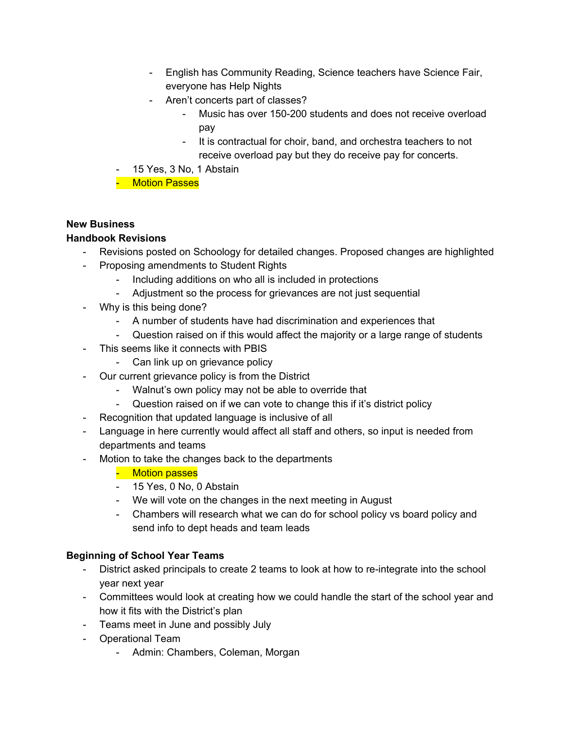- English has Community Reading, Science teachers have Science Fair, everyone has Help Nights
        - Aren't concerts part of classes?
            - Music has over 150-200 students and does not receive overload pay
            - It is contractual for choir, band, and orchestra teachers to not receive overload pay but they do receive pay for concerts.
    - 15 Yes, 3 No, 1 Abstain
    - Motion Passes

**New Business**

**Handbook Revisions**

- Revisions posted on Schoology for detailed changes. Proposed changes are highlighted
- Proposing amendments to Student Rights
    - Including additions on who all is included in protections
    - Adjustment so the process for grievances are not just sequential
- Why is this being done?
    - A number of students have had discrimination and experiences that
    - Question raised on if this would affect the majority or a large range of students
- This seems like it connects with PBIS
    - Can link up on grievance policy
- Our current grievance policy is from the District
    - Walnut's own policy may not be able to override that
    - Question raised on if we can vote to change this if it's district policy
- Recognition that updated language is inclusive of all
- Language in here currently would affect all staff and others, so input is needed from departments and teams
- Motion to take the changes back to the departments
    - Motion passes
    - 15 Yes, 0 No, 0 Abstain
    - We will vote on the changes in the next meeting in August
    - Chambers will research what we can do for school policy vs board policy and send info to dept heads and team leads

**Beginning of School Year Teams**

- District asked principals to create 2 teams to look at how to re-integrate into the school year next year
- Committees would look at creating how we could handle the start of the school year and how it fits with the District's plan
- Teams meet in June and possibly July
- Operational Team
    - Admin: Chambers, Coleman, Morgan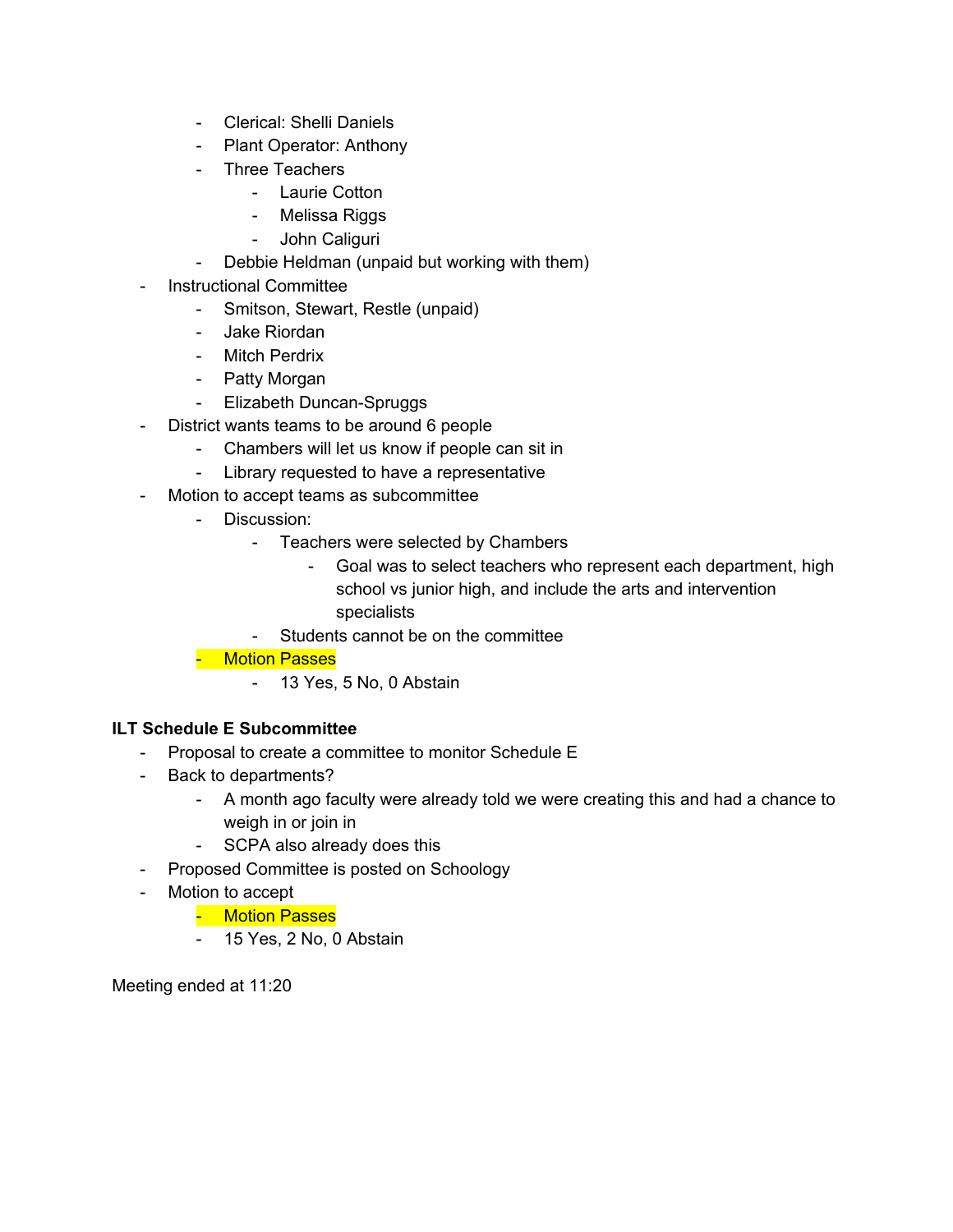- Clerical: Shelli Daniels
    - Plant Operator: Anthony
    - Three Teachers
        - Laurie Cotton
        - Melissa Riggs
        - John Caliguri
    - Debbie Heldman (unpaid but working with them)
- Instructional Committee
    - Smitson, Stewart, Restle (unpaid)
    - Jake Riordan
    - Mitch Perdrix
    - Patty Morgan
    - Elizabeth Duncan-Spruggs
- District wants teams to be around 6 people
    - Chambers will let us know if people can sit in
    - Library requested to have a representative
- Motion to accept teams as subcommittee
    - Discussion:
        - Teachers were selected by Chambers
            - Goal was to select teachers who represent each department, high school vs junior high, and include the arts and intervention specialists
        - Students cannot be on the committee
    - Motion Passes
        - 13 Yes, 5 No, 0 Abstain

**ILT Schedule E Subcommittee**

- Proposal to create a committee to monitor Schedule E
- Back to departments?
    - A month ago faculty were already told we were creating this and had a chance to weigh in or join in
    - SCPA also already does this
- Proposed Committee is posted on Schoology
- Motion to accept
    - Motion Passes
    - 15 Yes, 2 No, 0 Abstain

Meeting ended at 11:20